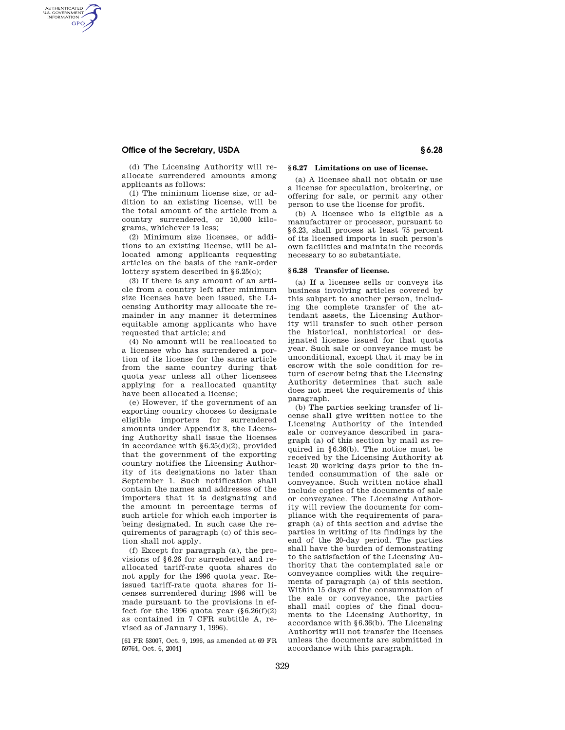(d) The Licensing Authority will reallocate surrendered amounts among applicants as follows:

(1) The minimum license size, or addition to an existing license, will be the total amount of the article from a country surrendered, or 10,000 kilograms, whichever is less;

(2) Minimum size licenses, or additions to an existing license, will be allocated among applicants requesting articles on the basis of the rank-order lottery system described in §6.25(c);

(3) If there is any amount of an article from a country left after minimum size licenses have been issued, the Licensing Authority may allocate the remainder in any manner it determines equitable among applicants who have requested that article; and

(4) No amount will be reallocated to a licensee who has surrendered a portion of its license for the same article from the same country during that quota year unless all other licensees applying for a reallocated quantity have been allocated a license;

(e) However, if the government of an exporting country chooses to designate eligible importers for surrendered amounts under Appendix 3, the Licensing Authority shall issue the licenses in accordance with §6.25(d)(2), provided that the government of the exporting country notifies the Licensing Authority of its designations no later than September 1. Such notification shall contain the names and addresses of the importers that it is designating and the amount in percentage terms of such article for which each importer is being designated. In such case the requirements of paragraph (c) of this section shall not apply.

(f) Except for paragraph (a), the provisions of §6.26 for surrendered and reallocated tariff-rate quota shares do not apply for the 1996 quota year. Reissued tariff-rate quota shares for licenses surrendered during 1996 will be made pursuant to the provisions in effect for the 1996 quota year (§6.26(f)(2) as contained in 7 CFR subtitle A, revised as of January 1, 1996).

[61 FR 53007, Oct. 9, 1996, as amended at 69 FR 59764, Oct. 6, 2004]

## §6.27 Limitations on use of license.

(a) A licensee shall not obtain or use a license for speculation, brokering, or offering for sale, or permit any other person to use the license for profit.

(b) A licensee who is eligible as a manufacturer or processor, pursuant to §6.23, shall process at least 75 percent of its licensed imports in such person's own facilities and maintain the records necessary to so substantiate.

## §6.28 Transfer of license.

(a) If a licensee sells or conveys its business involving articles covered by this subpart to another person, including the complete transfer of the attendant assets, the Licensing Authority will transfer to such other person the historical, nonhistorical or designated license issued for that quota year. Such sale or conveyance must be unconditional, except that it may be in escrow with the sole condition for return of escrow being that the Licensing Authority determines that such sale does not meet the requirements of this paragraph.

(b) The parties seeking transfer of license shall give written notice to the Licensing Authority of the intended sale or conveyance described in paragraph (a) of this section by mail as required in §6.36(b). The notice must be received by the Licensing Authority at least 20 working days prior to the intended consummation of the sale or conveyance. Such written notice shall include copies of the documents of sale or conveyance. The Licensing Authority will review the documents for compliance with the requirements of paragraph (a) of this section and advise the parties in writing of its findings by the end of the 20-day period. The parties shall have the burden of demonstrating to the satisfaction of the Licensing Authority that the contemplated sale or conveyance complies with the requirements of paragraph (a) of this section. Within 15 days of the consummation of the sale or conveyance, the parties shall mail copies of the final documents to the Licensing Authority, in accordance with §6.36(b). The Licensing Authority will not transfer the licenses unless the documents are submitted in accordance with this paragraph.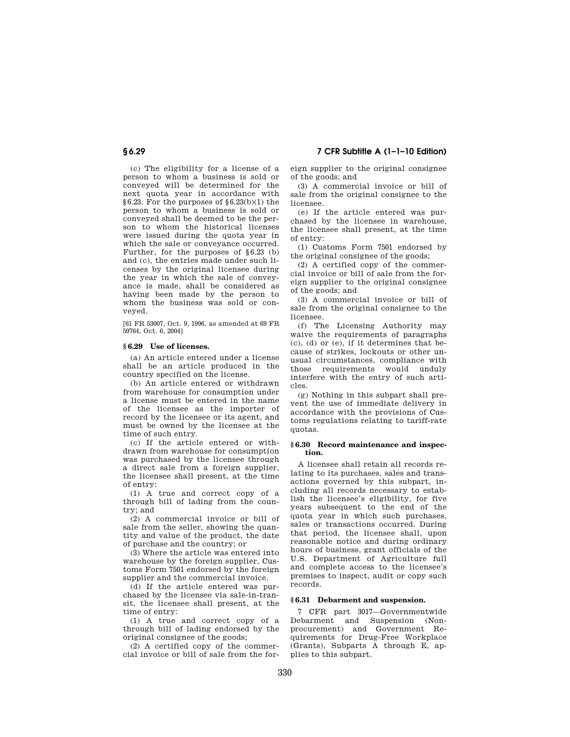(c) The eligibility for a license of a person to whom a business is sold or conveyed will be determined for the next quota year in accordance with §6.23. For the purposes of §6.23(b)(1) the person to whom a business is sold or conveyed shall be deemed to be the person to whom the historical licenses were issued during the quota year in which the sale or conveyance occurred. Further, for the purposes of §6.23 (b) and (c), the entries made under such licenses by the original licensee during the year in which the sale of conveyance is made, shall be considered as having been made by the person to whom the business was sold or conveyed.

[61 FR 53007, Oct. 9, 1996, as amended at 69 FR 59764, Oct. 6, 2004]

### § 6.29 Use of licenses.

(a) An article entered under a license shall be an article produced in the country specified on the license.

(b) An article entered or withdrawn from warehouse for consumption under a license must be entered in the name of the licensee as the importer of record by the licensee or its agent, and must be owned by the licensee at the time of such entry.

(c) If the article entered or withdrawn from warehouse for consumption was purchased by the licensee through a direct sale from a foreign supplier, the licensee shall present, at the time of entry:

(1) A true and correct copy of a through bill of lading from the country; and

(2) A commercial invoice or bill of sale from the seller, showing the quantity and value of the product, the date of purchase and the country; or

(3) Where the article was entered into warehouse by the foreign supplier, Customs Form 7501 endorsed by the foreign supplier and the commercial invoice.

(d) If the article entered was purchased by the licensee via sale-in-transit, the licensee shall present, at the time of entry:

(1) A true and correct copy of a through bill of lading endorsed by the original consignee of the goods;

(2) A certified copy of the commercial invoice or bill of sale from the foreign supplier to the original consignee of the goods; and

(3) A commercial invoice or bill of sale from the original consignee to the licensee.

(e) If the article entered was purchased by the licensee in warehouse, the licensee shall present, at the time of entry:

(1) Customs Form 7501 endorsed by the original consignee of the goods;

(2) A certified copy of the commercial invoice or bill of sale from the foreign supplier to the original consignee of the goods; and

(3) A commercial invoice or bill of sale from the original consignee to the licensee.

(f) The Licensing Authority may waive the requirements of paragraphs (c), (d) or (e), if it determines that because of strikes, lockouts or other unusual circumstances, compliance with those requirements would unduly interfere with the entry of such articles.

(g) Nothing in this subpart shall prevent the use of immediate delivery in accordance with the provisions of Customs regulations relating to tariff-rate quotas.

### § 6.30 Record maintenance and inspection.

A licensee shall retain all records relating to its purchases, sales and transactions governed by this subpart, including all records necessary to establish the licensee's eligibility, for five years subsequent to the end of the quota year in which such purchases, sales or transactions occurred. During that period, the licensee shall, upon reasonable notice and during ordinary hours of business, grant officials of the U.S. Department of Agriculture full and complete access to the licensee's premises to inspect, audit or copy such records.

### § 6.31 Debarment and suspension.

7 CFR part 3017—Governmentwide Debarment and Suspension (Nonprocurement) and Government Requirements for Drug-Free Workplace (Grants), Subparts A through E, applies to this subpart.